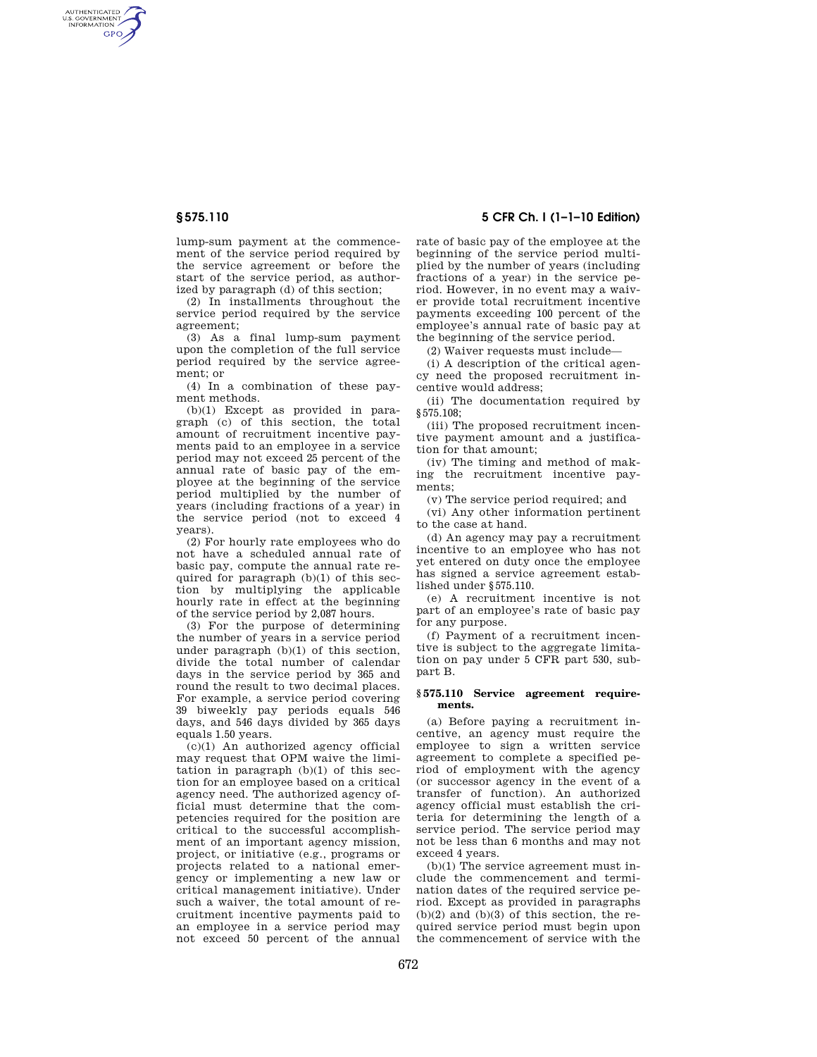lump-sum payment at the commencement of the service period required by the service agreement or before the start of the service period, as authorized by paragraph (d) of this section;

(2) In installments throughout the service period required by the service agreement;

(3) As a final lump-sum payment upon the completion of the full service period required by the service agreement; or

(4) In a combination of these payment methods.

(b)(1) Except as provided in paragraph (c) of this section, the total amount of recruitment incentive payments paid to an employee in a service period may not exceed 25 percent of the annual rate of basic pay of the employee at the beginning of the service period multiplied by the number of years (including fractions of a year) in the service period (not to exceed 4 years).

(2) For hourly rate employees who do not have a scheduled annual rate of basic pay, compute the annual rate required for paragraph (b)(1) of this section by multiplying the applicable hourly rate in effect at the beginning of the service period by 2,087 hours.

(3) For the purpose of determining the number of years in a service period under paragraph (b)(1) of this section, divide the total number of calendar days in the service period by 365 and round the result to two decimal places. For example, a service period covering 39 biweekly pay periods equals 546 days, and 546 days divided by 365 days equals 1.50 years.

(c)(1) An authorized agency official may request that OPM waive the limitation in paragraph (b)(1) of this section for an employee based on a critical agency need. The authorized agency official must determine that the competencies required for the position are critical to the successful accomplishment of an important agency mission, project, or initiative (e.g., programs or projects related to a national emergency or implementing a new law or critical management initiative). Under such a waiver, the total amount of recruitment incentive payments paid to an employee in a service period may not exceed 50 percent of the annual rate of basic pay of the employee at the beginning of the service period multiplied by the number of years (including fractions of a year) in the service period. However, in no event may a waiver provide total recruitment incentive payments exceeding 100 percent of the employee's annual rate of basic pay at the beginning of the service period.

(2) Waiver requests must include—

(i) A description of the critical agency need the proposed recruitment incentive would address;

(ii) The documentation required by §575.108;

(iii) The proposed recruitment incentive payment amount and a justification for that amount;

(iv) The timing and method of making the recruitment incentive payments;

(v) The service period required; and

(vi) Any other information pertinent to the case at hand.

(d) An agency may pay a recruitment incentive to an employee who has not yet entered on duty once the employee has signed a service agreement established under §575.110.

(e) A recruitment incentive is not part of an employee's rate of basic pay for any purpose.

(f) Payment of a recruitment incentive is subject to the aggregate limitation on pay under 5 CFR part 530, subpart B.

### §575.110 Service agreement requirements.

(a) Before paying a recruitment incentive, an agency must require the employee to sign a written service agreement to complete a specified period of employment with the agency (or successor agency in the event of a transfer of function). An authorized agency official must establish the criteria for determining the length of a service period. The service period may not be less than 6 months and may not exceed 4 years.

(b)(1) The service agreement must include the commencement and termination dates of the required service period. Except as provided in paragraphs (b)(2) and (b)(3) of this section, the required service period must begin upon the commencement of service with the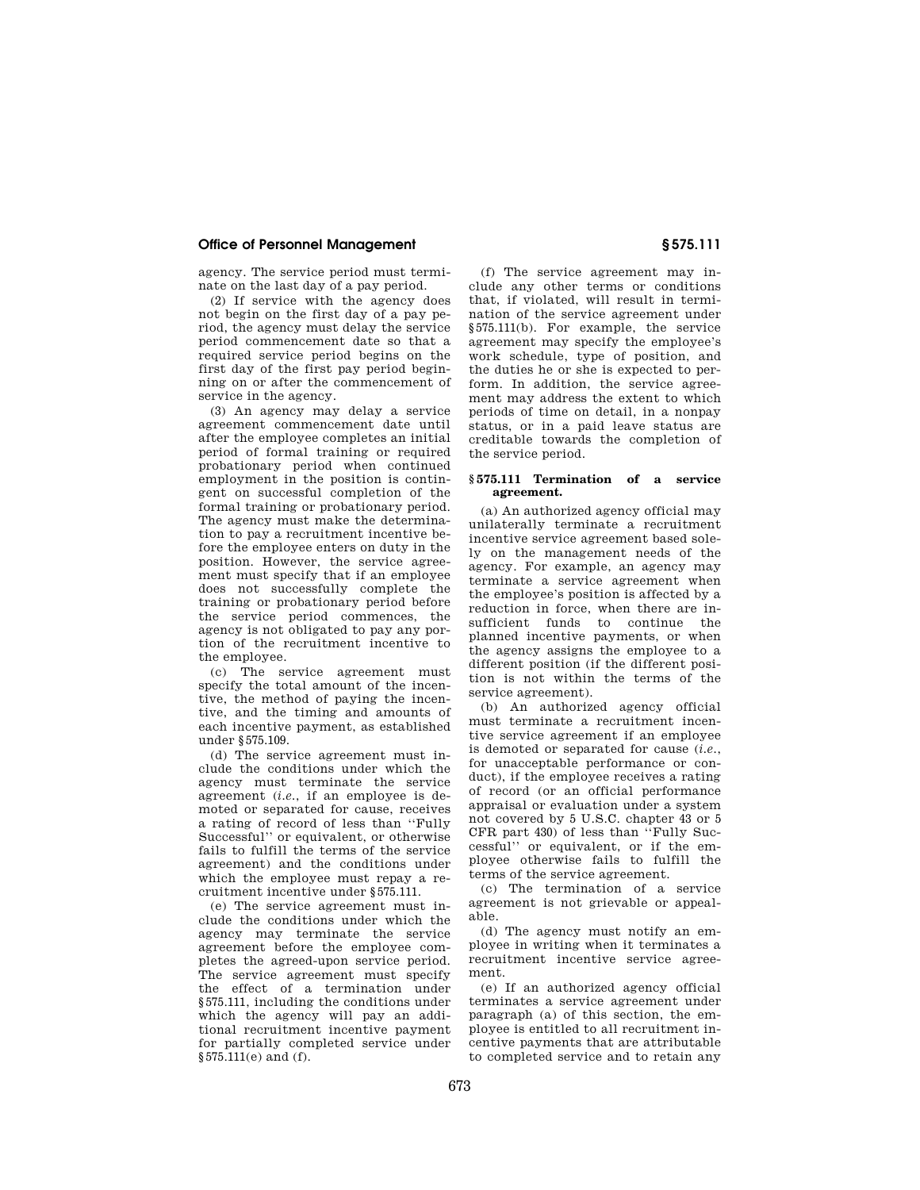agency. The service period must terminate on the last day of a pay period.

(2) If service with the agency does not begin on the first day of a pay period, the agency must delay the service period commencement date so that a required service period begins on the first day of the first pay period beginning on or after the commencement of service in the agency.

(3) An agency may delay a service agreement commencement date until after the employee completes an initial period of formal training or required probationary period when continued employment in the position is contingent on successful completion of the formal training or probationary period. The agency must make the determination to pay a recruitment incentive before the employee enters on duty in the position. However, the service agreement must specify that if an employee does not successfully complete the training or probationary period before the service period commences, the agency is not obligated to pay any portion of the recruitment incentive to the employee.

(c) The service agreement must specify the total amount of the incentive, the method of paying the incentive, and the timing and amounts of each incentive payment, as established under §575.109.

(d) The service agreement must include the conditions under which the agency must terminate the service agreement (*i.e.*, if an employee is demoted or separated for cause, receives a rating of record of less than ''Fully Successful'' or equivalent, or otherwise fails to fulfill the terms of the service agreement) and the conditions under which the employee must repay a recruitment incentive under §575.111.

(e) The service agreement must include the conditions under which the agency may terminate the service agreement before the employee completes the agreed-upon service period. The service agreement must specify the effect of a termination under §575.111, including the conditions under which the agency will pay an additional recruitment incentive payment for partially completed service under §575.111(e) and (f).

(f) The service agreement may include any other terms or conditions that, if violated, will result in termination of the service agreement under §575.111(b). For example, the service agreement may specify the employee's work schedule, type of position, and the duties he or she is expected to perform. In addition, the service agreement may address the extent to which periods of time on detail, in a nonpay status, or in a paid leave status are creditable towards the completion of the service period.

### §575.111 Termination of a service agreement.

(a) An authorized agency official may unilaterally terminate a recruitment incentive service agreement based solely on the management needs of the agency. For example, an agency may terminate a service agreement when the employee's position is affected by a reduction in force, when there are insufficient funds to continue the planned incentive payments, or when the agency assigns the employee to a different position (if the different position is not within the terms of the service agreement).

(b) An authorized agency official must terminate a recruitment incentive service agreement if an employee is demoted or separated for cause (*i.e.*, for unacceptable performance or conduct), if the employee receives a rating of record (or an official performance appraisal or evaluation under a system not covered by 5 U.S.C. chapter 43 or 5 CFR part 430) of less than ''Fully Successful'' or equivalent, or if the employee otherwise fails to fulfill the terms of the service agreement.

(c) The termination of a service agreement is not grievable or appealable.

(d) The agency must notify an employee in writing when it terminates a recruitment incentive service agreement.

(e) If an authorized agency official terminates a service agreement under paragraph (a) of this section, the employee is entitled to all recruitment incentive payments that are attributable to completed service and to retain any